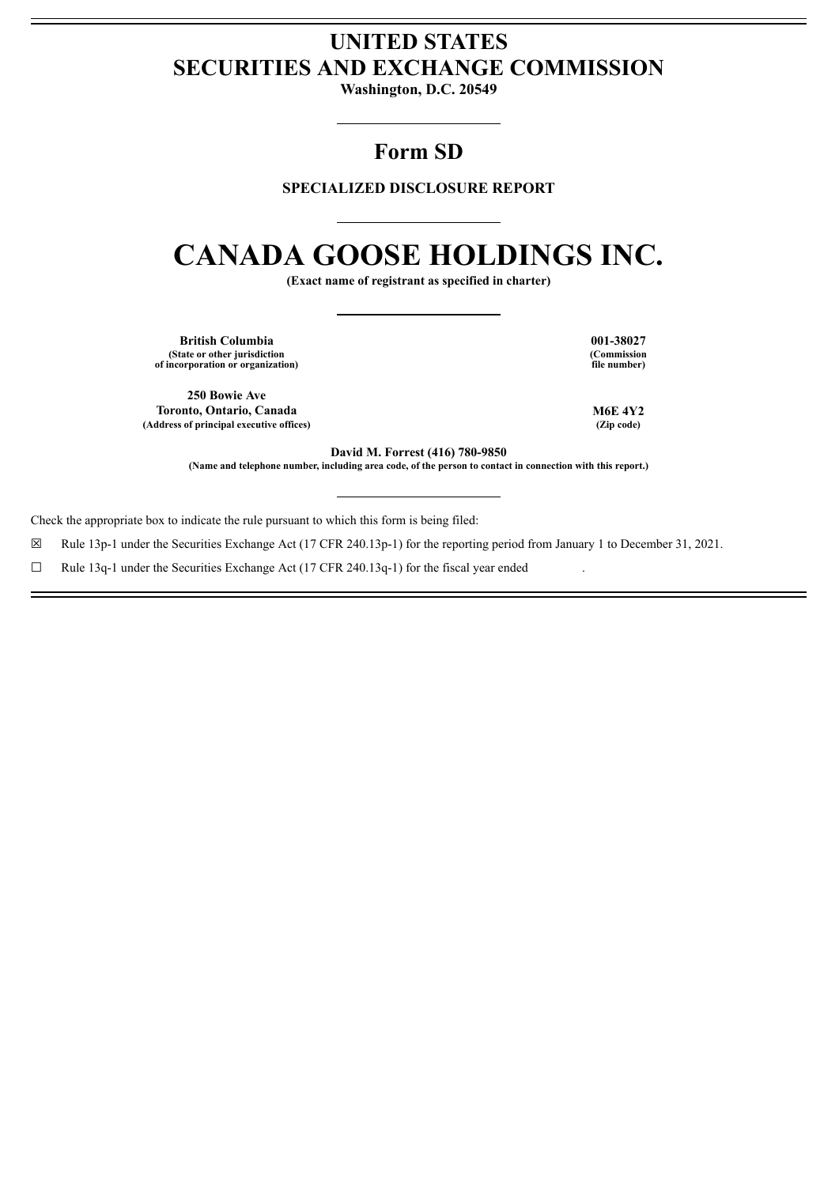# UNITED STATES
# SECURITIES AND EXCHANGE COMMISSION

**Washington, D.C. 20549**

## Form SD

**SPECIALIZED DISCLOSURE REPORT**

# CANADA GOOSE HOLDINGS INC.

**(Exact name of registrant as specified in charter)**

| | |
|---|---|
| **British Columbia** | **001-38027** |
| **(State or other jurisdiction of incorporation or organization)** | **(Commission file number)** |
| **250 Bowie Ave** | |
| **Toronto, Ontario, Canada** | **M6E 4Y2** |
| **(Address of principal executive offices)** | **(Zip code)** |

**David M. Forrest (416) 780-9850**

**(Name and telephone number, including area code, of the person to contact in connection with this report.)**

Check the appropriate box to indicate the rule pursuant to which this form is being filed:

☒ Rule 13p-1 under the Securities Exchange Act (17 CFR 240.13p-1) for the reporting period from January 1 to December 31, 2021.

☐ Rule 13q-1 under the Securities Exchange Act (17 CFR 240.13q-1) for the fiscal year ended .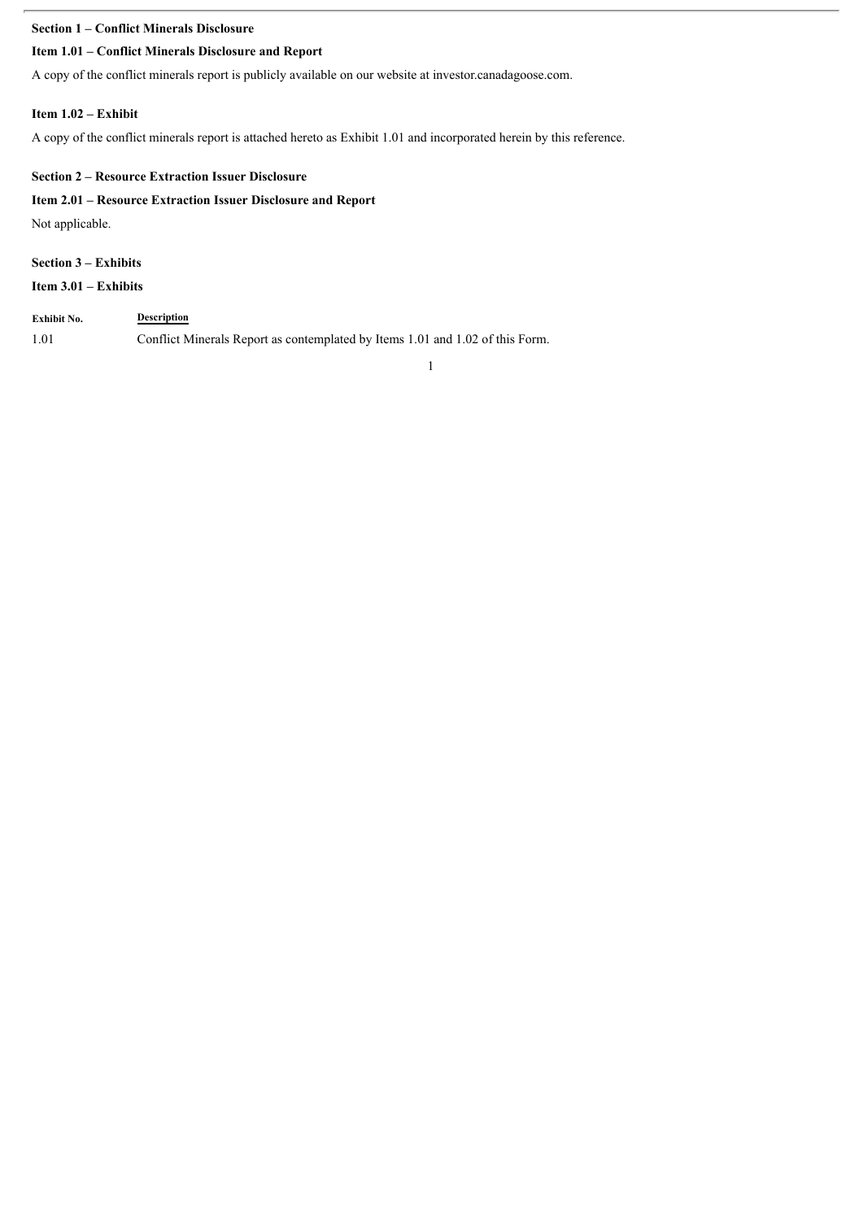**Section 1 – Conflict Minerals Disclosure**

**Item 1.01 – Conflict Minerals Disclosure and Report**

A copy of the conflict minerals report is publicly available on our website at investor.canadagoose.com.

**Item 1.02 – Exhibit**

A copy of the conflict minerals report is attached hereto as Exhibit 1.01 and incorporated herein by this reference.

**Section 2 – Resource Extraction Issuer Disclosure**

**Item 2.01 – Resource Extraction Issuer Disclosure and Report**

Not applicable.

**Section 3 – Exhibits**

**Item 3.01 – Exhibits**

| Exhibit No. | Description |
| --- | --- |
| 1.01 | Conflict Minerals Report as contemplated by Items 1.01 and 1.02 of this Form. |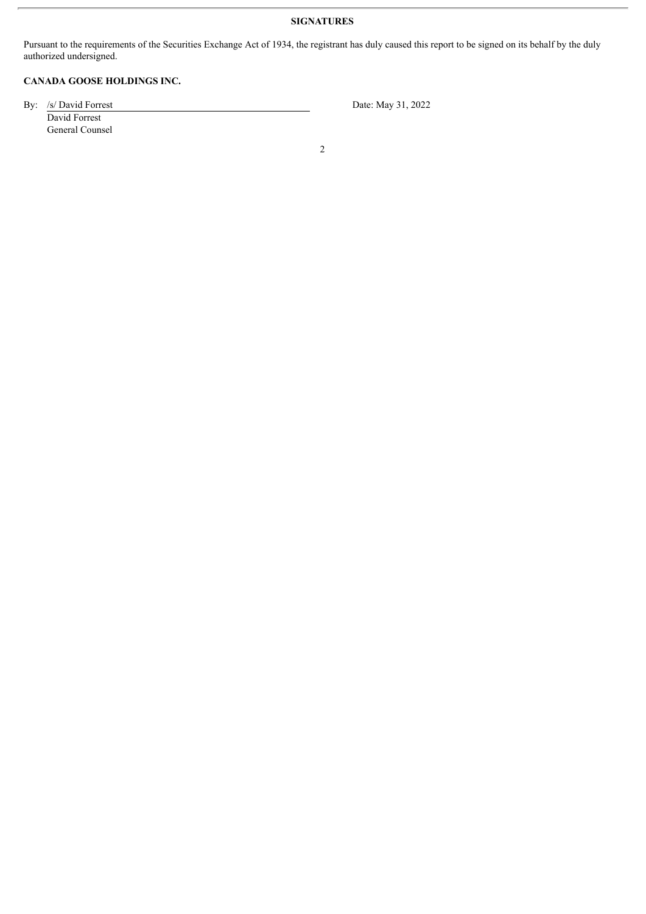**SIGNATURES**

Pursuant to the requirements of the Securities Exchange Act of 1934, the registrant has duly caused this report to be signed on its behalf by the duly authorized undersigned.

**CANADA GOOSE HOLDINGS INC.**

By: /s/ David Forrest
David Forrest
General Counsel

Date: May 31, 2022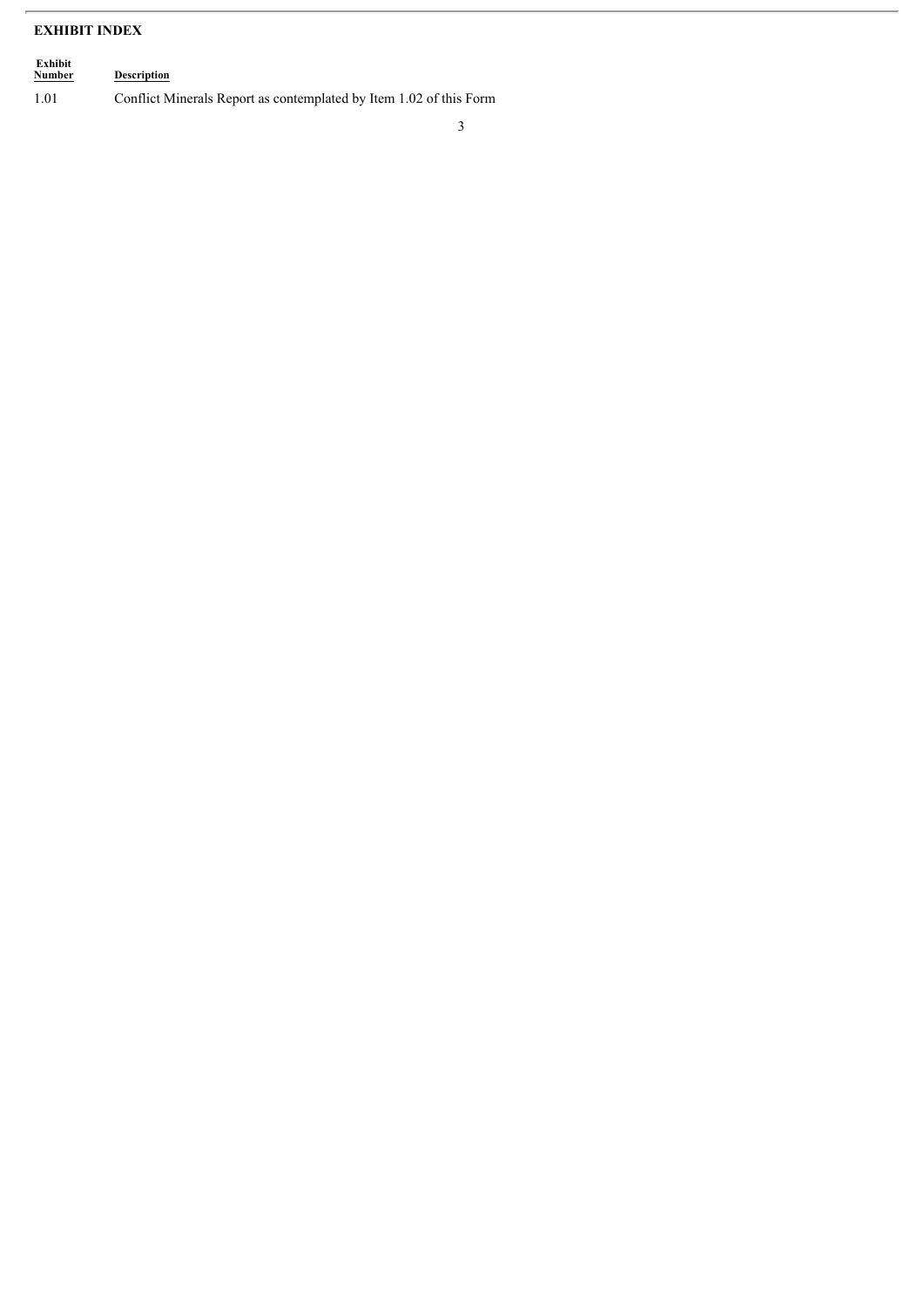## EXHIBIT INDEX

| Exhibit Number | Description |
|---|---|
| 1.01 | Conflict Minerals Report as contemplated by Item 1.02 of this Form |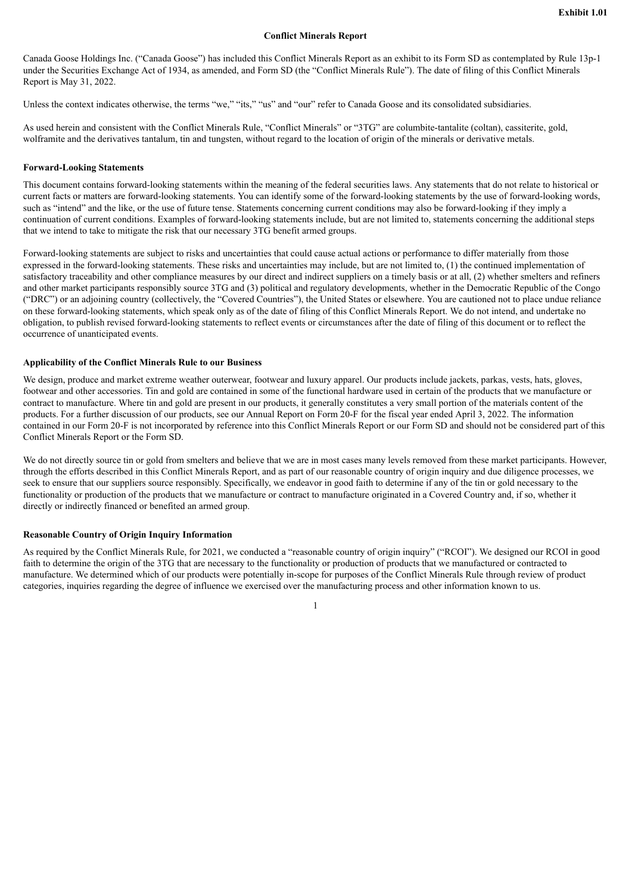**Exhibit 1.01**

**Conflict Minerals Report**

Canada Goose Holdings Inc. ("Canada Goose") has included this Conflict Minerals Report as an exhibit to its Form SD as contemplated by Rule 13p-1 under the Securities Exchange Act of 1934, as amended, and Form SD (the "Conflict Minerals Rule"). The date of filing of this Conflict Minerals Report is May 31, 2022.

Unless the context indicates otherwise, the terms "we," "its," "us" and "our" refer to Canada Goose and its consolidated subsidiaries.

As used herein and consistent with the Conflict Minerals Rule, "Conflict Minerals" or "3TG" are columbite-tantalite (coltan), cassiterite, gold, wolframite and the derivatives tantalum, tin and tungsten, without regard to the location of origin of the minerals or derivative metals.

**Forward-Looking Statements**

This document contains forward-looking statements within the meaning of the federal securities laws. Any statements that do not relate to historical or current facts or matters are forward-looking statements. You can identify some of the forward-looking statements by the use of forward-looking words, such as "intend" and the like, or the use of future tense. Statements concerning current conditions may also be forward-looking if they imply a continuation of current conditions. Examples of forward-looking statements include, but are not limited to, statements concerning the additional steps that we intend to take to mitigate the risk that our necessary 3TG benefit armed groups.

Forward-looking statements are subject to risks and uncertainties that could cause actual actions or performance to differ materially from those expressed in the forward-looking statements. These risks and uncertainties may include, but are not limited to, (1) the continued implementation of satisfactory traceability and other compliance measures by our direct and indirect suppliers on a timely basis or at all, (2) whether smelters and refiners and other market participants responsibly source 3TG and (3) political and regulatory developments, whether in the Democratic Republic of the Congo ("DRC") or an adjoining country (collectively, the "Covered Countries"), the United States or elsewhere. You are cautioned not to place undue reliance on these forward-looking statements, which speak only as of the date of filing of this Conflict Minerals Report. We do not intend, and undertake no obligation, to publish revised forward-looking statements to reflect events or circumstances after the date of filing of this document or to reflect the occurrence of unanticipated events.

**Applicability of the Conflict Minerals Rule to our Business**

We design, produce and market extreme weather outerwear, footwear and luxury apparel. Our products include jackets, parkas, vests, hats, gloves, footwear and other accessories. Tin and gold are contained in some of the functional hardware used in certain of the products that we manufacture or contract to manufacture. Where tin and gold are present in our products, it generally constitutes a very small portion of the materials content of the products. For a further discussion of our products, see our Annual Report on Form 20-F for the fiscal year ended April 3, 2022. The information contained in our Form 20-F is not incorporated by reference into this Conflict Minerals Report or our Form SD and should not be considered part of this Conflict Minerals Report or the Form SD.

We do not directly source tin or gold from smelters and believe that we are in most cases many levels removed from these market participants. However, through the efforts described in this Conflict Minerals Report, and as part of our reasonable country of origin inquiry and due diligence processes, we seek to ensure that our suppliers source responsibly. Specifically, we endeavor in good faith to determine if any of the tin or gold necessary to the functionality or production of the products that we manufacture or contract to manufacture originated in a Covered Country and, if so, whether it directly or indirectly financed or benefited an armed group.

**Reasonable Country of Origin Inquiry Information**

As required by the Conflict Minerals Rule, for 2021, we conducted a "reasonable country of origin inquiry" ("RCOI"). We designed our RCOI in good faith to determine the origin of the 3TG that are necessary to the functionality or production of products that we manufactured or contracted to manufacture. We determined which of our products were potentially in-scope for purposes of the Conflict Minerals Rule through review of product categories, inquiries regarding the degree of influence we exercised over the manufacturing process and other information known to us.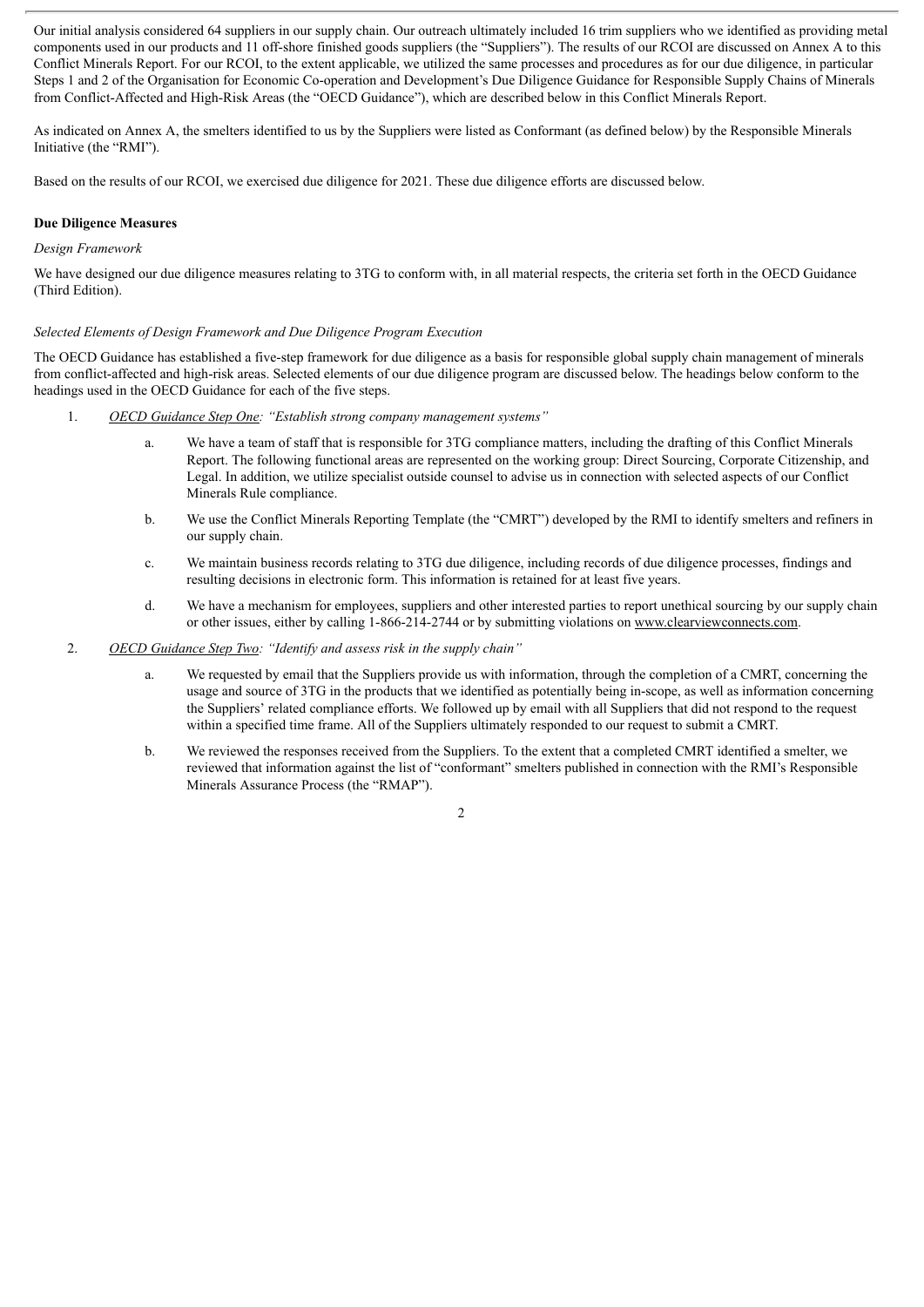Our initial analysis considered 64 suppliers in our supply chain. Our outreach ultimately included 16 trim suppliers who we identified as providing metal components used in our products and 11 off-shore finished goods suppliers (the "Suppliers"). The results of our RCOI are discussed on Annex A to this Conflict Minerals Report. For our RCOI, to the extent applicable, we utilized the same processes and procedures as for our due diligence, in particular Steps 1 and 2 of the Organisation for Economic Co-operation and Development's Due Diligence Guidance for Responsible Supply Chains of Minerals from Conflict-Affected and High-Risk Areas (the "OECD Guidance"), which are described below in this Conflict Minerals Report.

As indicated on Annex A, the smelters identified to us by the Suppliers were listed as Conformant (as defined below) by the Responsible Minerals Initiative (the "RMI").

Based on the results of our RCOI, we exercised due diligence for 2021. These due diligence efforts are discussed below.

**Due Diligence Measures**

*Design Framework*

We have designed our due diligence measures relating to 3TG to conform with, in all material respects, the criteria set forth in the OECD Guidance (Third Edition).

*Selected Elements of Design Framework and Due Diligence Program Execution*

The OECD Guidance has established a five-step framework for due diligence as a basis for responsible global supply chain management of minerals from conflict-affected and high-risk areas. Selected elements of our due diligence program are discussed below. The headings below conform to the headings used in the OECD Guidance for each of the five steps.

1. *OECD Guidance Step One: "Establish strong company management systems"*

   a. We have a team of staff that is responsible for 3TG compliance matters, including the drafting of this Conflict Minerals Report. The following functional areas are represented on the working group: Direct Sourcing, Corporate Citizenship, and Legal. In addition, we utilize specialist outside counsel to advise us in connection with selected aspects of our Conflict Minerals Rule compliance.

   b. We use the Conflict Minerals Reporting Template (the "CMRT") developed by the RMI to identify smelters and refiners in our supply chain.

   c. We maintain business records relating to 3TG due diligence, including records of due diligence processes, findings and resulting decisions in electronic form. This information is retained for at least five years.

   d. We have a mechanism for employees, suppliers and other interested parties to report unethical sourcing by our supply chain or other issues, either by calling 1-866-214-2744 or by submitting violations on www.clearviewconnects.com.

2. *OECD Guidance Step Two: "Identify and assess risk in the supply chain"*

   a. We requested by email that the Suppliers provide us with information, through the completion of a CMRT, concerning the usage and source of 3TG in the products that we identified as potentially being in-scope, as well as information concerning the Suppliers' related compliance efforts. We followed up by email with all Suppliers that did not respond to the request within a specified time frame. All of the Suppliers ultimately responded to our request to submit a CMRT.

   b. We reviewed the responses received from the Suppliers. To the extent that a completed CMRT identified a smelter, we reviewed that information against the list of "conformant" smelters published in connection with the RMI's Responsible Minerals Assurance Process (the "RMAP").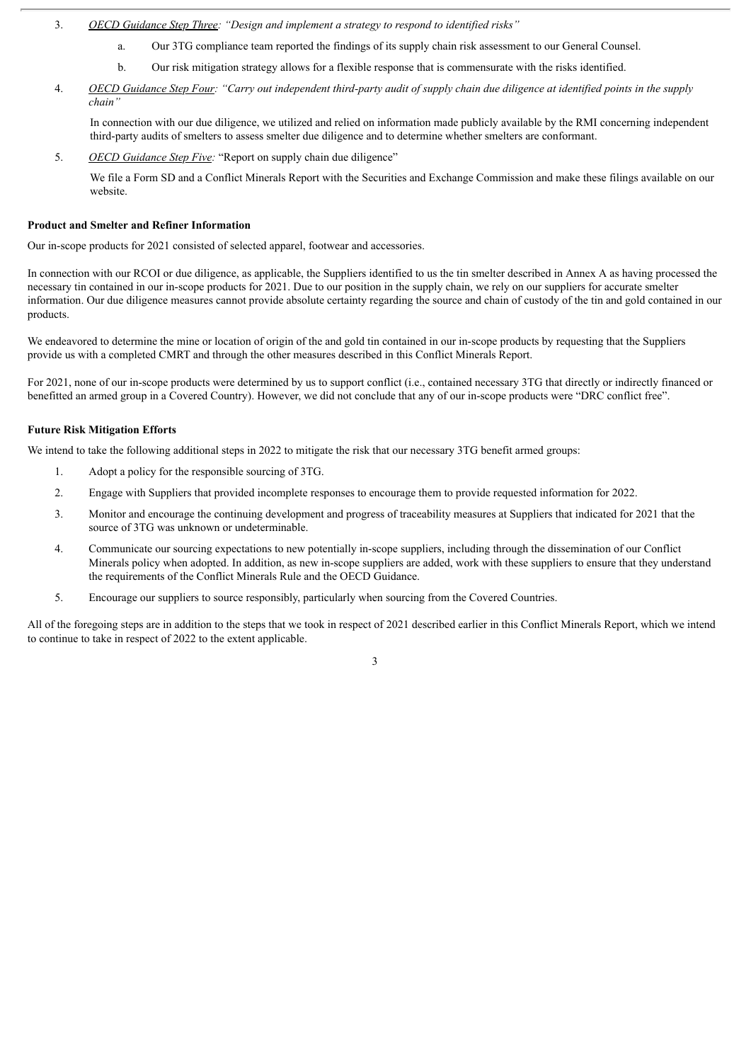3. *OECD Guidance Step Three: "Design and implement a strategy to respond to identified risks"*

   a. Our 3TG compliance team reported the findings of its supply chain risk assessment to our General Counsel.

   b. Our risk mitigation strategy allows for a flexible response that is commensurate with the risks identified.

4. *OECD Guidance Step Four: "Carry out independent third-party audit of supply chain due diligence at identified points in the supply chain"*

   In connection with our due diligence, we utilized and relied on information made publicly available by the RMI concerning independent third-party audits of smelters to assess smelter due diligence and to determine whether smelters are conformant.

5. *OECD Guidance Step Five:* "Report on supply chain due diligence"

   We file a Form SD and a Conflict Minerals Report with the Securities and Exchange Commission and make these filings available on our website.

**Product and Smelter and Refiner Information**

Our in-scope products for 2021 consisted of selected apparel, footwear and accessories.

In connection with our RCOI or due diligence, as applicable, the Suppliers identified to us the tin smelter described in Annex A as having processed the necessary tin contained in our in-scope products for 2021. Due to our position in the supply chain, we rely on our suppliers for accurate smelter information. Our due diligence measures cannot provide absolute certainty regarding the source and chain of custody of the tin and gold contained in our products.

We endeavored to determine the mine or location of origin of the and gold tin contained in our in-scope products by requesting that the Suppliers provide us with a completed CMRT and through the other measures described in this Conflict Minerals Report.

For 2021, none of our in-scope products were determined by us to support conflict (i.e., contained necessary 3TG that directly or indirectly financed or benefitted an armed group in a Covered Country). However, we did not conclude that any of our in-scope products were "DRC conflict free".

**Future Risk Mitigation Efforts**

We intend to take the following additional steps in 2022 to mitigate the risk that our necessary 3TG benefit armed groups:

1. Adopt a policy for the responsible sourcing of 3TG.
2. Engage with Suppliers that provided incomplete responses to encourage them to provide requested information for 2022.
3. Monitor and encourage the continuing development and progress of traceability measures at Suppliers that indicated for 2021 that the source of 3TG was unknown or undeterminable.
4. Communicate our sourcing expectations to new potentially in-scope suppliers, including through the dissemination of our Conflict Minerals policy when adopted. In addition, as new in-scope suppliers are added, work with these suppliers to ensure that they understand the requirements of the Conflict Minerals Rule and the OECD Guidance.
5. Encourage our suppliers to source responsibly, particularly when sourcing from the Covered Countries.

All of the foregoing steps are in addition to the steps that we took in respect of 2021 described earlier in this Conflict Minerals Report, which we intend to continue to take in respect of 2022 to the extent applicable.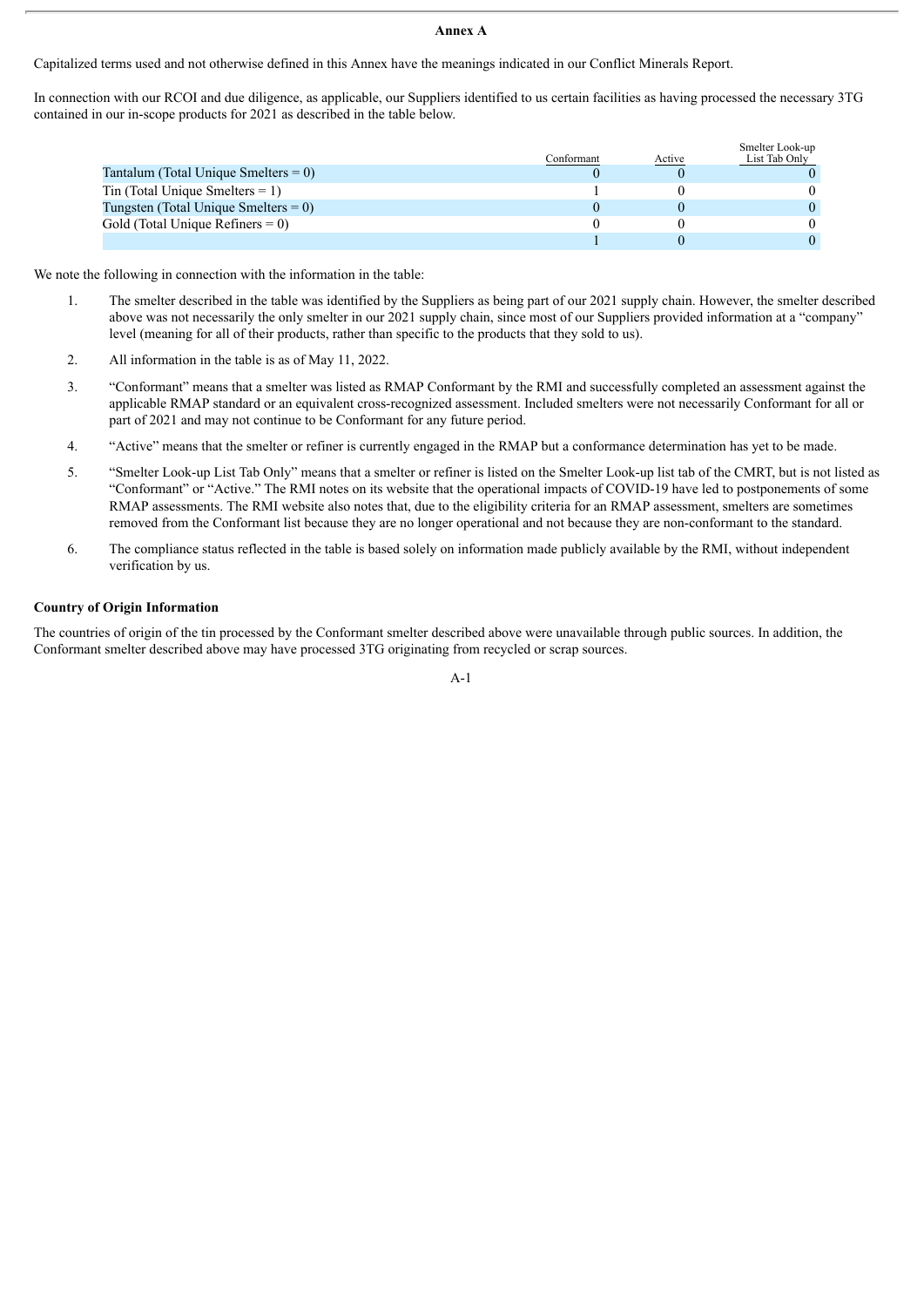# Annex A

Capitalized terms used and not otherwise defined in this Annex have the meanings indicated in our Conflict Minerals Report.

In connection with our RCOI and due diligence, as applicable, our Suppliers identified to us certain facilities as having processed the necessary 3TG contained in our in-scope products for 2021 as described in the table below.

| | Conformant | Active | Smelter Look-up List Tab Only |
|---|---|---|---|
| Tantalum (Total Unique Smelters = 0) | 0 | 0 | 0 |
| Tin (Total Unique Smelters = 1) | 1 | 0 | 0 |
| Tungsten (Total Unique Smelters = 0) | 0 | 0 | 0 |
| Gold (Total Unique Refiners = 0) | 0 | 0 | 0 |
| | 1 | 0 | 0 |

We note the following in connection with the information in the table:

1. The smelter described in the table was identified by the Suppliers as being part of our 2021 supply chain. However, the smelter described above was not necessarily the only smelter in our 2021 supply chain, since most of our Suppliers provided information at a "company" level (meaning for all of their products, rather than specific to the products that they sold to us).
2. All information in the table is as of May 11, 2022.
3. "Conformant" means that a smelter was listed as RMAP Conformant by the RMI and successfully completed an assessment against the applicable RMAP standard or an equivalent cross-recognized assessment. Included smelters were not necessarily Conformant for all or part of 2021 and may not continue to be Conformant for any future period.
4. "Active" means that the smelter or refiner is currently engaged in the RMAP but a conformance determination has yet to be made.
5. "Smelter Look-up List Tab Only" means that a smelter or refiner is listed on the Smelter Look-up list tab of the CMRT, but is not listed as "Conformant" or "Active." The RMI notes on its website that the operational impacts of COVID-19 have led to postponements of some RMAP assessments. The RMI website also notes that, due to the eligibility criteria for an RMAP assessment, smelters are sometimes removed from the Conformant list because they are no longer operational and not because they are non-conformant to the standard.
6. The compliance status reflected in the table is based solely on information made publicly available by the RMI, without independent verification by us.

**Country of Origin Information**

The countries of origin of the tin processed by the Conformant smelter described above were unavailable through public sources. In addition, the Conformant smelter described above may have processed 3TG originating from recycled or scrap sources.